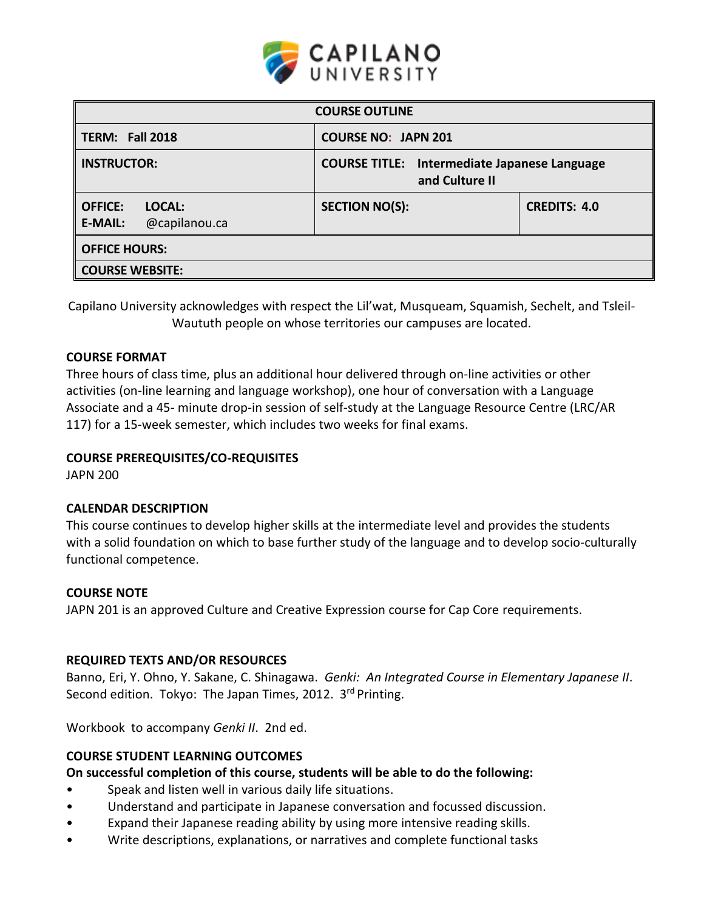CAPILANO UNIVERSITY

| COURSE OUTLINE | | |
|---|---|---|
| **TERM: Fall 2018** | **COURSE NO: JAPN 201** | |
| **INSTRUCTOR:** | **COURSE TITLE: Intermediate Japanese Language and Culture II** | |
| **OFFICE: LOCAL:** **E-MAIL:** @capilanou.ca | **SECTION NO(S):** | **CREDITS: 4.0** |
| **OFFICE HOURS:** | | |
| **COURSE WEBSITE:** | | |

Capilano University acknowledges with respect the Lil'wat, Musqueam, Squamish, Sechelt, and Tsleil-Waututh people on whose territories our campuses are located.

### COURSE FORMAT

Three hours of class time, plus an additional hour delivered through on-line activities or other activities (on-line learning and language workshop), one hour of conversation with a Language Associate and a 45- minute drop-in session of self-study at the Language Resource Centre (LRC/AR 117) for a 15-week semester, which includes two weeks for final exams.

### COURSE PREREQUISITES/CO-REQUISITES

JAPN 200

### CALENDAR DESCRIPTION

This course continues to develop higher skills at the intermediate level and provides the students with a solid foundation on which to base further study of the language and to develop socio-culturally functional competence.

### COURSE NOTE

JAPN 201 is an approved Culture and Creative Expression course for Cap Core requirements.

### REQUIRED TEXTS AND/OR RESOURCES

Banno, Eri, Y. Ohno, Y. Sakane, C. Shinagawa. *Genki: An Integrated Course in Elementary Japanese II*. Second edition. Tokyo: The Japan Times, 2012. 3rd Printing.

Workbook to accompany *Genki II*. 2nd ed.

### COURSE STUDENT LEARNING OUTCOMES

**On successful completion of this course, students will be able to do the following:**

- Speak and listen well in various daily life situations.
- Understand and participate in Japanese conversation and focussed discussion.
- Expand their Japanese reading ability by using more intensive reading skills.
- Write descriptions, explanations, or narratives and complete functional tasks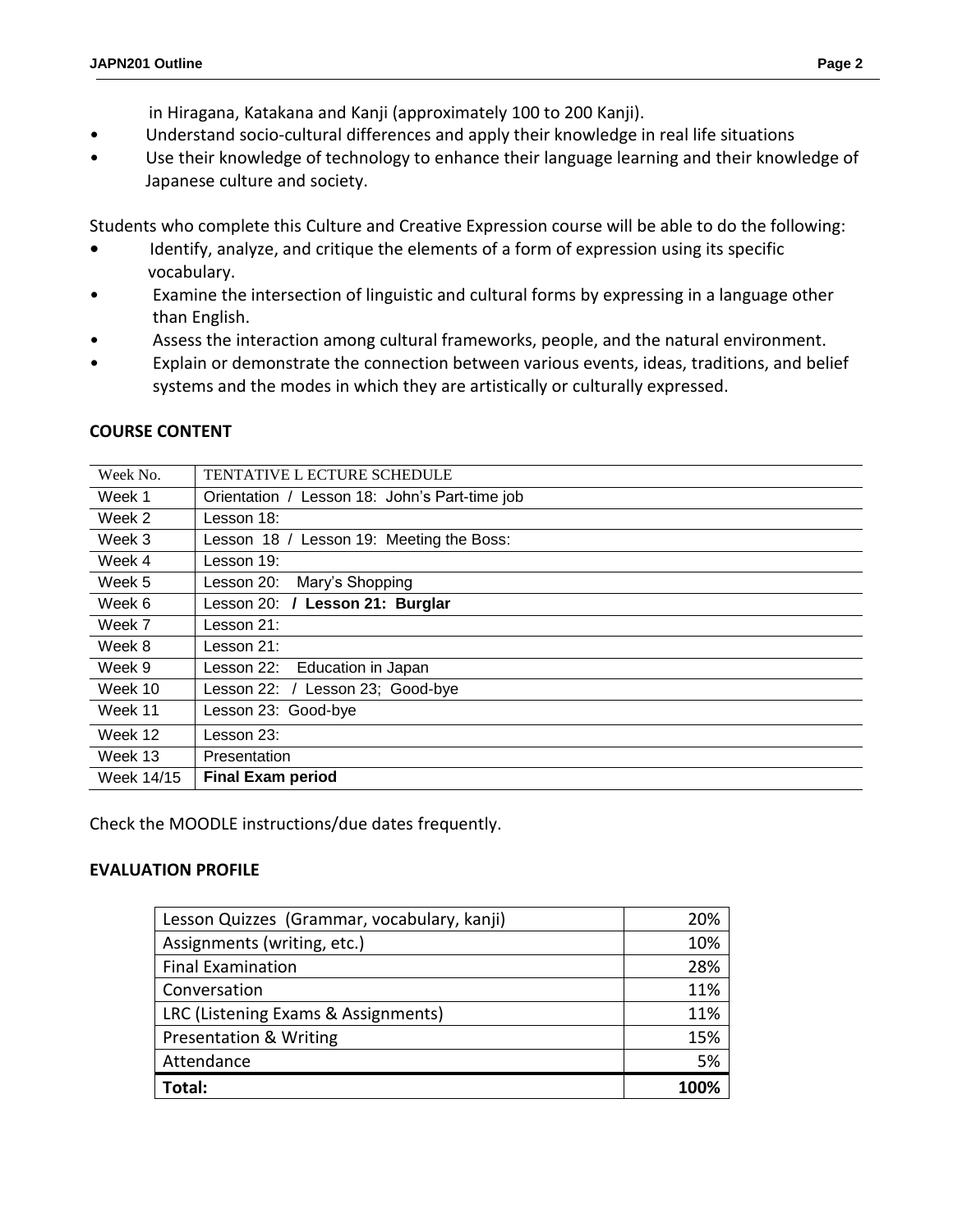in Hiragana, Katakana and Kanji (approximately 100 to 200 Kanji).

- Understand socio-cultural differences and apply their knowledge in real life situations
- Use their knowledge of technology to enhance their language learning and their knowledge of Japanese culture and society.

Students who complete this Culture and Creative Expression course will be able to do the following:

- Identify, analyze, and critique the elements of a form of expression using its specific vocabulary.
- Examine the intersection of linguistic and cultural forms by expressing in a language other than English.
- Assess the interaction among cultural frameworks, people, and the natural environment.
- Explain or demonstrate the connection between various events, ideas, traditions, and belief systems and the modes in which they are artistically or culturally expressed.

## COURSE CONTENT

| Week No. | TENTATIVE L ECTURE SCHEDULE |
|---|---|
| Week 1 | Orientation / Lesson 18: John's Part-time job |
| Week 2 | Lesson 18: |
| Week 3 | Lesson 18 / Lesson 19: Meeting the Boss: |
| Week 4 | Lesson 19: |
| Week 5 | Lesson 20: Mary's Shopping |
| Week 6 | Lesson 20: **/ Lesson 21: Burglar** |
| Week 7 | Lesson 21: |
| Week 8 | Lesson 21: |
| Week 9 | Lesson 22: Education in Japan |
| Week 10 | Lesson 22: / Lesson 23; Good-bye |
| Week 11 | Lesson 23: Good-bye |
| Week 12 | Lesson 23: |
| Week 13 | Presentation |
| Week 14/15 | **Final Exam period** |

Check the MOODLE instructions/due dates frequently.

## EVALUATION PROFILE

| | |
|---|---|
| Lesson Quizzes (Grammar, vocabulary, kanji) | 20% |
| Assignments (writing, etc.) | 10% |
| Final Examination | 28% |
| Conversation | 11% |
| LRC (Listening Exams & Assignments) | 11% |
| Presentation & Writing | 15% |
| Attendance | 5% |
| **Total:** | **100%** |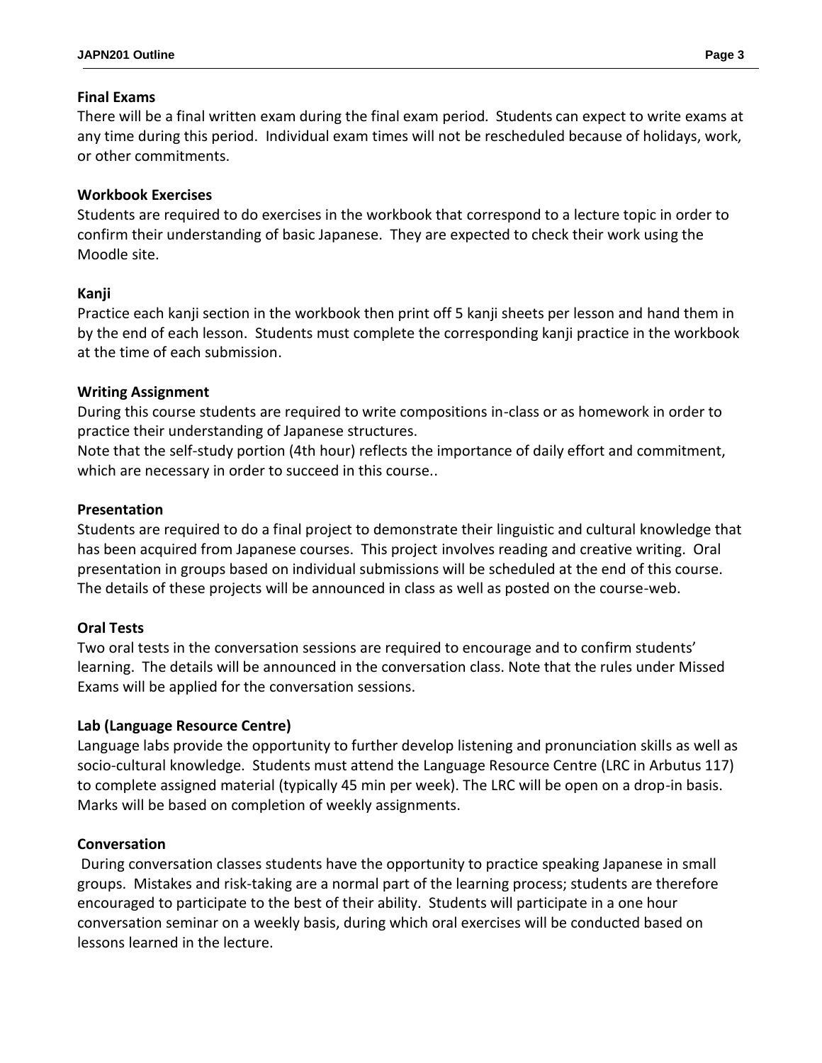**Final Exams**

There will be a final written exam during the final exam period. Students can expect to write exams at any time during this period. Individual exam times will not be rescheduled because of holidays, work, or other commitments.

**Workbook Exercises**

Students are required to do exercises in the workbook that correspond to a lecture topic in order to confirm their understanding of basic Japanese. They are expected to check their work using the Moodle site.

**Kanji**

Practice each kanji section in the workbook then print off 5 kanji sheets per lesson and hand them in by the end of each lesson. Students must complete the corresponding kanji practice in the workbook at the time of each submission.

**Writing Assignment**

During this course students are required to write compositions in-class or as homework in order to practice their understanding of Japanese structures.
Note that the self-study portion (4th hour) reflects the importance of daily effort and commitment, which are necessary in order to succeed in this course..

**Presentation**

Students are required to do a final project to demonstrate their linguistic and cultural knowledge that has been acquired from Japanese courses. This project involves reading and creative writing. Oral presentation in groups based on individual submissions will be scheduled at the end of this course. The details of these projects will be announced in class as well as posted on the course-web.

**Oral Tests**

Two oral tests in the conversation sessions are required to encourage and to confirm students' learning. The details will be announced in the conversation class. Note that the rules under Missed Exams will be applied for the conversation sessions.

**Lab (Language Resource Centre)**

Language labs provide the opportunity to further develop listening and pronunciation skills as well as socio-cultural knowledge. Students must attend the Language Resource Centre (LRC in Arbutus 117) to complete assigned material (typically 45 min per week). The LRC will be open on a drop-in basis. Marks will be based on completion of weekly assignments.

**Conversation**

During conversation classes students have the opportunity to practice speaking Japanese in small groups. Mistakes and risk-taking are a normal part of the learning process; students are therefore encouraged to participate to the best of their ability. Students will participate in a one hour conversation seminar on a weekly basis, during which oral exercises will be conducted based on lessons learned in the lecture.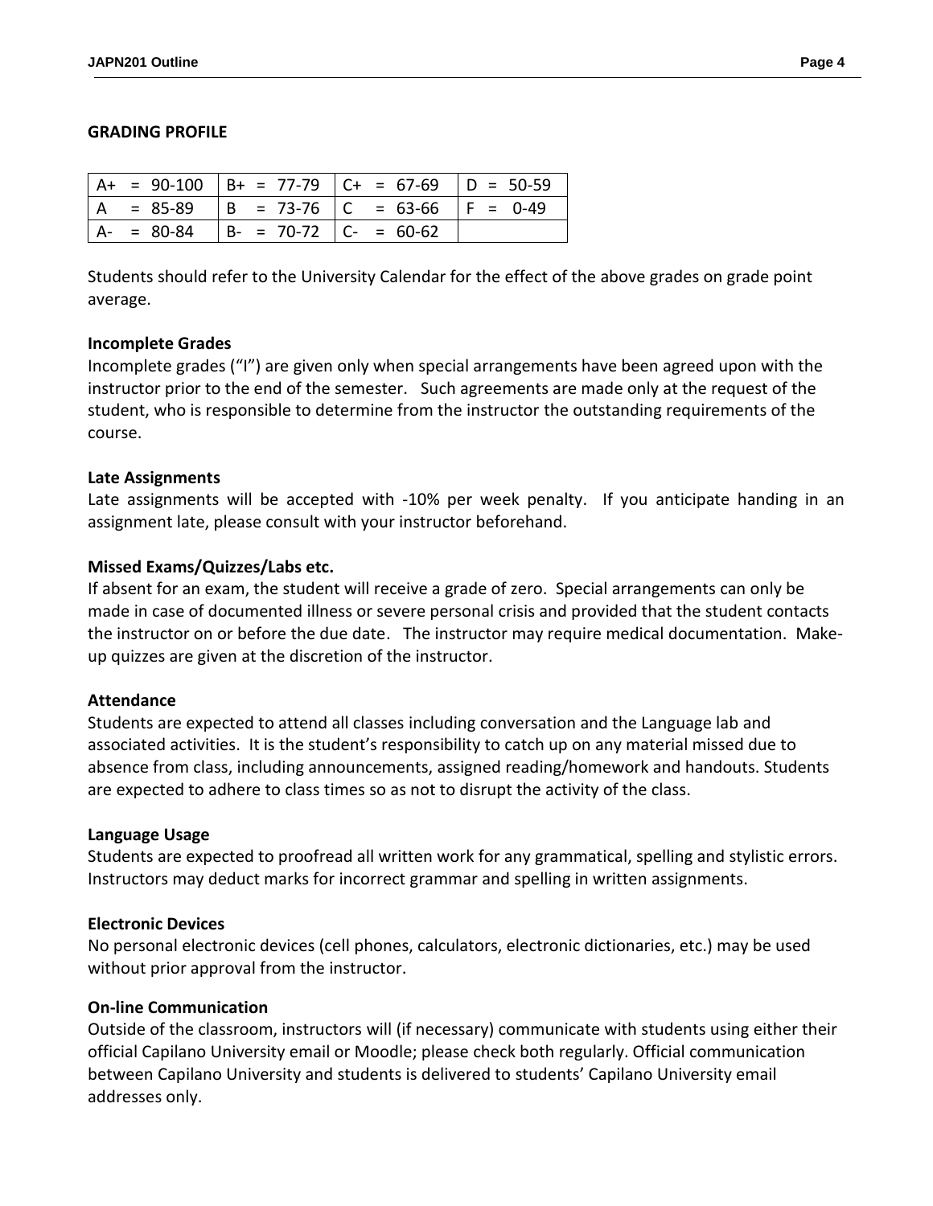**GRADING PROFILE**

| | | | |
|---|---|---|---|
| A+ = 90-100 | B+ = 77-79 | C+ = 67-69 | D = 50-59 |
| A = 85-89 | B = 73-76 | C = 63-66 | F = 0-49 |
| A- = 80-84 | B- = 70-72 | C- = 60-62 | |

Students should refer to the University Calendar for the effect of the above grades on grade point average.

**Incomplete Grades**

Incomplete grades ("I") are given only when special arrangements have been agreed upon with the instructor prior to the end of the semester. Such agreements are made only at the request of the student, who is responsible to determine from the instructor the outstanding requirements of the course.

**Late Assignments**

Late assignments will be accepted with -10% per week penalty. If you anticipate handing in an assignment late, please consult with your instructor beforehand.

**Missed Exams/Quizzes/Labs etc.**

If absent for an exam, the student will receive a grade of zero. Special arrangements can only be made in case of documented illness or severe personal crisis and provided that the student contacts the instructor on or before the due date. The instructor may require medical documentation. Make-up quizzes are given at the discretion of the instructor.

**Attendance**

Students are expected to attend all classes including conversation and the Language lab and associated activities. It is the student's responsibility to catch up on any material missed due to absence from class, including announcements, assigned reading/homework and handouts. Students are expected to adhere to class times so as not to disrupt the activity of the class.

**Language Usage**

Students are expected to proofread all written work for any grammatical, spelling and stylistic errors. Instructors may deduct marks for incorrect grammar and spelling in written assignments.

**Electronic Devices**

No personal electronic devices (cell phones, calculators, electronic dictionaries, etc.) may be used without prior approval from the instructor.

**On-line Communication**

Outside of the classroom, instructors will (if necessary) communicate with students using either their official Capilano University email or Moodle; please check both regularly. Official communication between Capilano University and students is delivered to students' Capilano University email addresses only.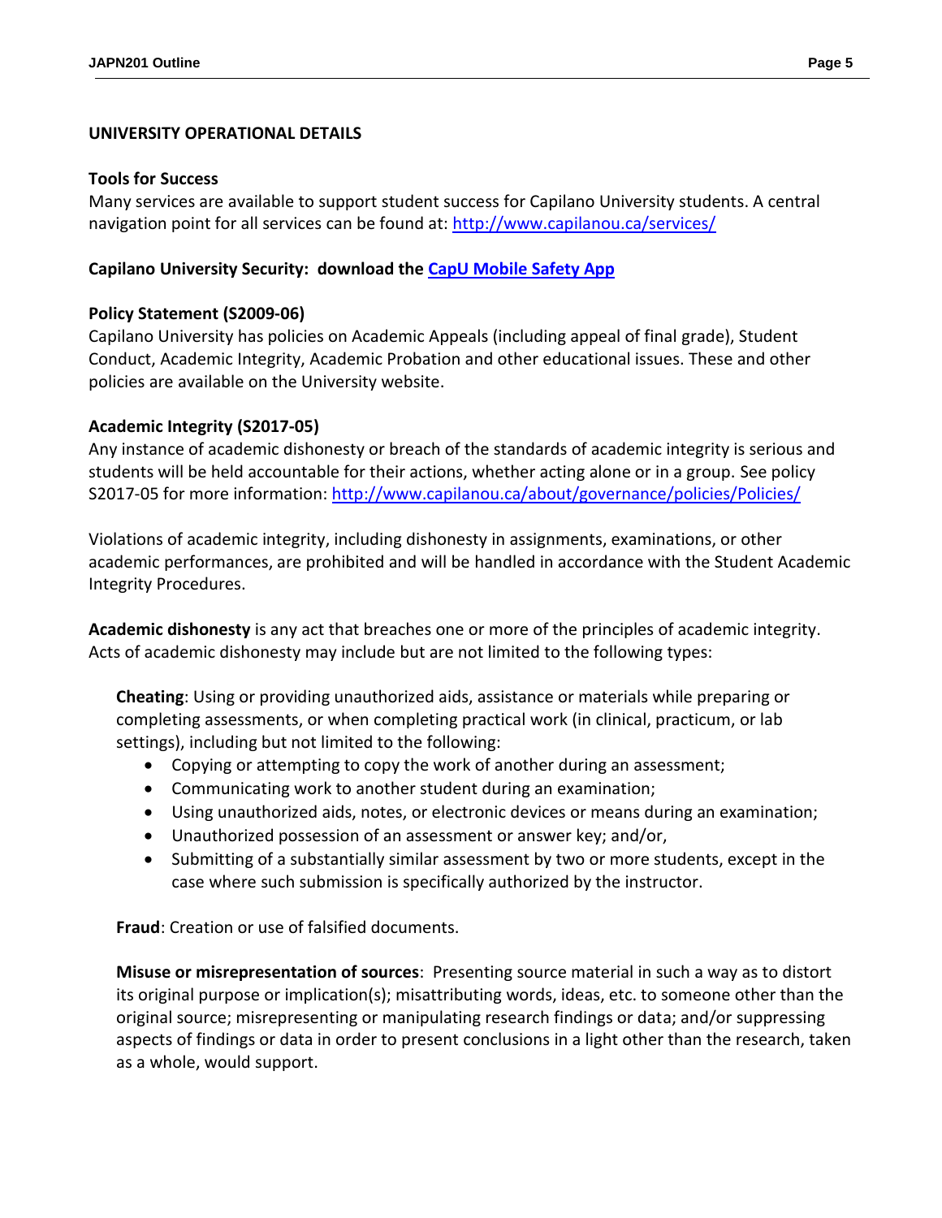## UNIVERSITY OPERATIONAL DETAILS

### Tools for Success

Many services are available to support student success for Capilano University students. A central navigation point for all services can be found at: [http://www.capilanou.ca/services/](http://www.capilanou.ca/services/)

### Capilano University Security: download the [CapU Mobile Safety App]()

### Policy Statement (S2009-06)

Capilano University has policies on Academic Appeals (including appeal of final grade), Student Conduct, Academic Integrity, Academic Probation and other educational issues. These and other policies are available on the University website.

### Academic Integrity (S2017-05)

Any instance of academic dishonesty or breach of the standards of academic integrity is serious and students will be held accountable for their actions, whether acting alone or in a group. See policy S2017-05 for more information: [http://www.capilanou.ca/about/governance/policies/Policies/](http://www.capilanou.ca/about/governance/policies/Policies/)

Violations of academic integrity, including dishonesty in assignments, examinations, or other academic performances, are prohibited and will be handled in accordance with the Student Academic Integrity Procedures.

**Academic dishonesty** is any act that breaches one or more of the principles of academic integrity. Acts of academic dishonesty may include but are not limited to the following types:

**Cheating**: Using or providing unauthorized aids, assistance or materials while preparing or completing assessments, or when completing practical work (in clinical, practicum, or lab settings), including but not limited to the following:

- Copying or attempting to copy the work of another during an assessment;
- Communicating work to another student during an examination;
- Using unauthorized aids, notes, or electronic devices or means during an examination;
- Unauthorized possession of an assessment or answer key; and/or,
- Submitting of a substantially similar assessment by two or more students, except in the case where such submission is specifically authorized by the instructor.

**Fraud**: Creation or use of falsified documents.

**Misuse or misrepresentation of sources**: Presenting source material in such a way as to distort its original purpose or implication(s); misattributing words, ideas, etc. to someone other than the original source; misrepresenting or manipulating research findings or data; and/or suppressing aspects of findings or data in order to present conclusions in a light other than the research, taken as a whole, would support.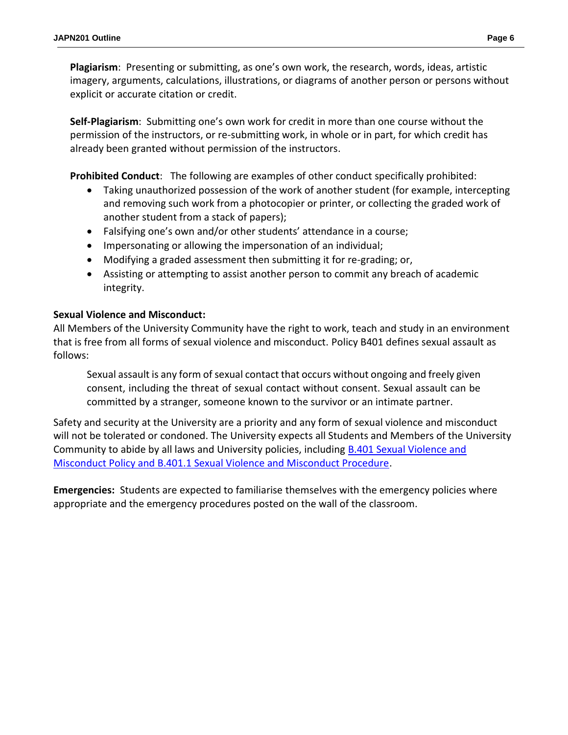**Plagiarism**: Presenting or submitting, as one's own work, the research, words, ideas, artistic imagery, arguments, calculations, illustrations, or diagrams of another person or persons without explicit or accurate citation or credit.

**Self-Plagiarism**: Submitting one's own work for credit in more than one course without the permission of the instructors, or re-submitting work, in whole or in part, for which credit has already been granted without permission of the instructors.

**Prohibited Conduct**: The following are examples of other conduct specifically prohibited:

- Taking unauthorized possession of the work of another student (for example, intercepting and removing such work from a photocopier or printer, or collecting the graded work of another student from a stack of papers);
- Falsifying one's own and/or other students' attendance in a course;
- Impersonating or allowing the impersonation of an individual;
- Modifying a graded assessment then submitting it for re-grading; or,
- Assisting or attempting to assist another person to commit any breach of academic integrity.

**Sexual Violence and Misconduct:**

All Members of the University Community have the right to work, teach and study in an environment that is free from all forms of sexual violence and misconduct. Policy B401 defines sexual assault as follows:

> Sexual assault is any form of sexual contact that occurs without ongoing and freely given consent, including the threat of sexual contact without consent. Sexual assault can be committed by a stranger, someone known to the survivor or an intimate partner.

Safety and security at the University are a priority and any form of sexual violence and misconduct will not be tolerated or condoned. The University expects all Students and Members of the University Community to abide by all laws and University policies, including B.401 Sexual Violence and Misconduct Policy and B.401.1 Sexual Violence and Misconduct Procedure.

**Emergencies:** Students are expected to familiarise themselves with the emergency policies where appropriate and the emergency procedures posted on the wall of the classroom.